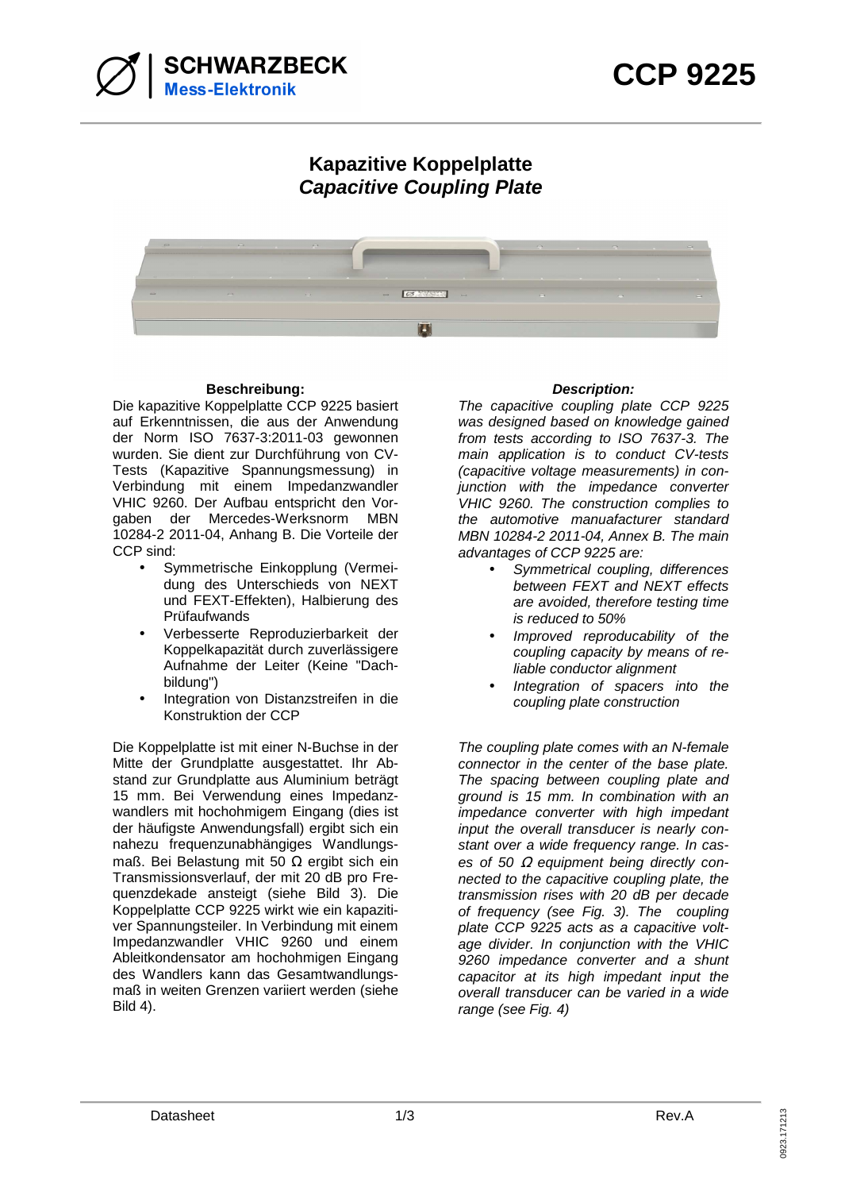SCHWARZBECK Mess-Elektronik

# CCP 9225

## Kapazitive Koppelplatte
## *Capacitive Coupling Plate*

**Beschreibung:**

Die kapazitive Koppelplatte CCP 9225 basiert auf Erkenntnissen, die aus der Anwendung der Norm ISO 7637-3:2011-03 gewonnen wurden. Sie dient zur Durchführung von CV-Tests (Kapazitive Spannungsmessung) in Verbindung mit einem Impedanzwandler VHIC 9260. Der Aufbau entspricht den Vorgaben der Mercedes-Werksnorm MBN 10284-2 2011-04, Anhang B. Die Vorteile der CCP sind:

- Symmetrische Einkopplung (Vermeidung des Unterschieds von NEXT und FEXT-Effekten), Halbierung des Prüfaufwands
- Verbesserte Reproduzierbarkeit der Koppelkapazität durch zuverlässigere Aufnahme der Leiter (Keine "Dachbildung")
- Integration von Distanzstreifen in die Konstruktion der CCP

Die Koppelplatte ist mit einer N-Buchse in der Mitte der Grundplatte ausgestattet. Ihr Abstand zur Grundplatte aus Aluminium beträgt 15 mm. Bei Verwendung eines Impedanzwandlers mit hochohmigem Eingang (dies ist der häufigste Anwendungsfall) ergibt sich ein nahezu frequenzunabhängiges Wandlungsmaß. Bei Belastung mit 50 Ω ergibt sich ein Transmissionsverlauf, der mit 20 dB pro Frequenzdekade ansteigt (siehe Bild 3). Die Koppelplatte CCP 9225 wirkt wie ein kapazitiver Spannungsteiler. In Verbindung mit einem Impedanzwandler VHIC 9260 und einem Ableitkondensator am hochohmigen Eingang des Wandlers kann das Gesamtwandlungsmaß in weiten Grenzen variiert werden (siehe Bild 4).

***Description:***

*The capacitive coupling plate CCP 9225 was designed based on knowledge gained from tests according to ISO 7637-3. The main application is to conduct CV-tests (capacitive voltage measurements) in conjunction with the impedance converter VHIC 9260. The construction complies to the automotive manuafacturer standard MBN 10284-2 2011-04, Annex B. The main advantages of CCP 9225 are:*

- *Symmetrical coupling, differences between FEXT and NEXT effects are avoided, therefore testing time is reduced to 50%*
- *Improved reproducability of the coupling capacity by means of reliable conductor alignment*
- *Integration of spacers into the coupling plate construction*

*The coupling plate comes with an N-female connector in the center of the base plate. The spacing between coupling plate and ground is 15 mm. In combination with an impedance converter with high impedant input the overall transducer is nearly constant over a wide frequency range. In cases of 50 Ω equipment being directly connected to the capacitive coupling plate, the transmission rises with 20 dB per decade of frequency (see Fig. 3). The coupling plate CCP 9225 acts as a capacitive voltage divider. In conjunction with the VHIC 9260 impedance converter and a shunt capacitor at its high impedant input the overall transducer can be varied in a wide range (see Fig. 4)*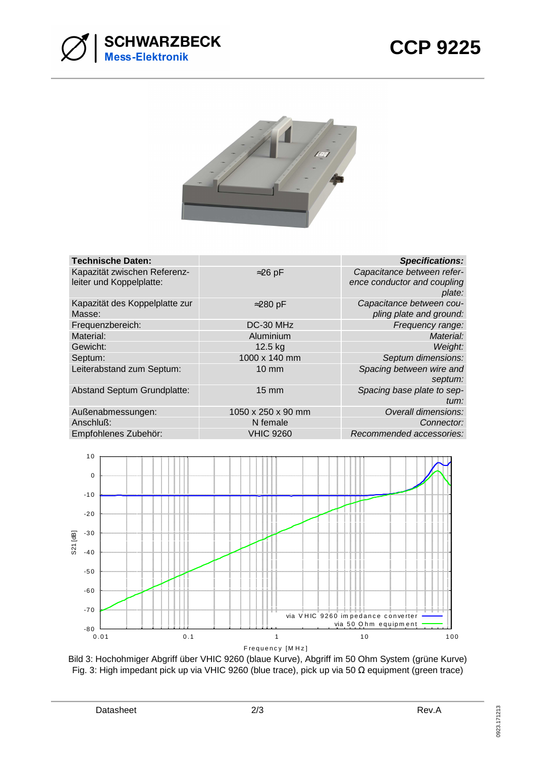| Technische Daten: | | *Specifications:* |
|---|---|---|
| Kapazität zwischen Referenzleiter und Koppelplatte: | ≈26 pF | *Capacitance between reference conductor and coupling plate:* |
| Kapazität des Koppelplatte zur Masse: | ≈280 pF | *Capacitance between coupling plate and ground:* |
| Frequenzbereich: | DC-30 MHz | *Frequency range:* |
| Material: | Aluminium | *Material:* |
| Gewicht: | 12.5 kg | *Weight:* |
| Septum: | 1000 x 140 mm | *Septum dimensions:* |
| Leiterabstand zum Septum: | 10 mm | *Spacing between wire and septum:* |
| Abstand Septum Grundplatte: | 15 mm | *Spacing base plate to septum:* |
| Außenabmessungen: | 1050 x 250 x 90 mm | *Overall dimensions:* |
| Anschluß: | N female | *Connector:* |
| Empfohlenes Zubehör: | VHIC 9260 | *Recommended accessories:* |

Bild 3: Hochohmiger Abgriff über VHIC 9260 (blaue Kurve), Abgriff im 50 Ohm System (grüne Kurve)
Fig. 3: High impedant pick up via VHIC 9260 (blue trace), pick up via 50 Ω equipment (green trace)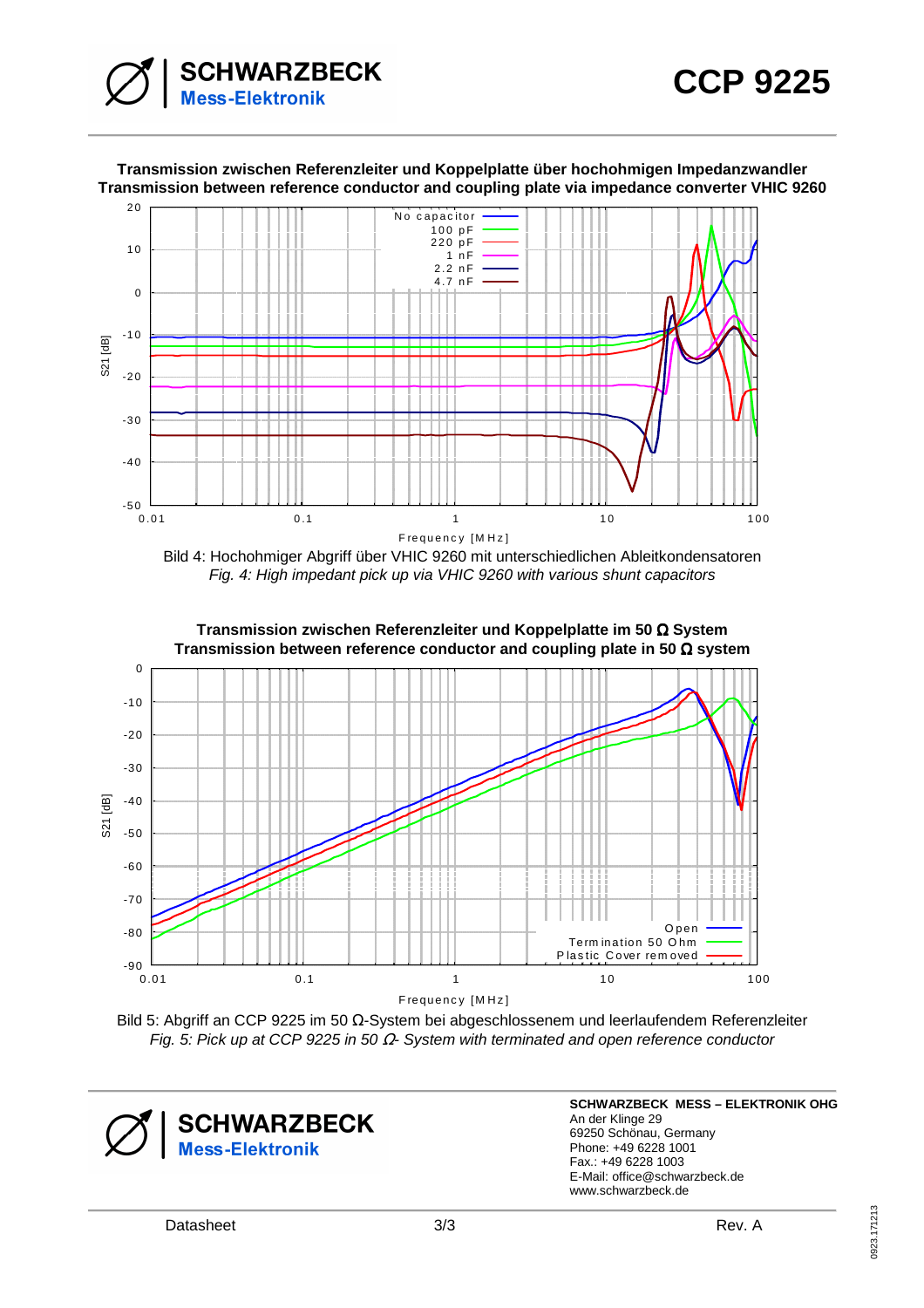**Transmission zwischen Referenzleiter und Koppelplatte über hochohmigen Impedanzwandler**
**Transmission between reference conductor and coupling plate via impedance converter VHIC 9260**

S21 [dB]

20
10
0
-10
-20
-30
-40
-50

0.01
0.1
1
10
100

Frequency [MHz]

No capacitor
100 pF
220 pF
1 nF
2.2 nF
4.7 nF

Bild 4: Hochohmiger Abgriff über VHIC 9260 mit unterschiedlichen Ableitkondensatoren

*Fig. 4: High impedant pick up via VHIC 9260 with various shunt capacitors*

**Transmission zwischen Referenzleiter und Koppelplatte im 50 Ω System**
**Transmission between reference conductor and coupling plate in 50 Ω system**

S21 [dB]

0
-10
-20
-30
-40
-50
-60
-70
-80
-90

0.01
0.1
1
10
100

Frequency [MHz]

Open
Termination 50 Ohm
Plastic Cover removed

Bild 5: Abgriff an CCP 9225 im 50 Ω-System bei abgeschlossenem und leerlaufendem Referenzleiter

*Fig. 5: Pick up at CCP 9225 in 50 Ω- System with terminated and open reference conductor*

**SCHWARZBECK MESS – ELEKTRONIK OHG**
An der Klinge 29
69250 Schönau, Germany
Phone: +49 6228 1001
Fax.: +49 6228 1003
E-Mail: office@schwarzbeck.de
www.schwarzbeck.de